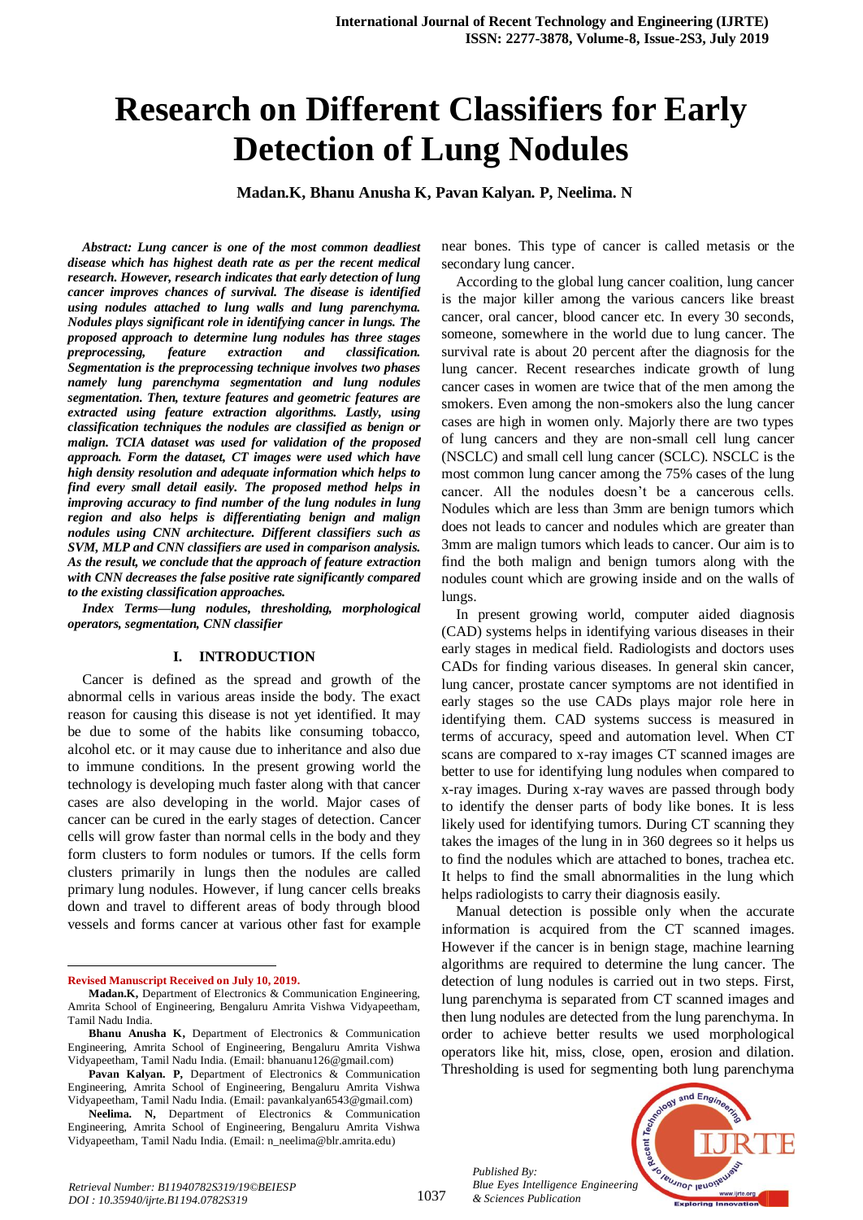# Research on Different Classifiers for Early Detection of Lung Nodules

**Madan.K, Bhanu Anusha K, Pavan Kalyan. P, Neelima. N**

***Abstract: Lung cancer is one of the most common deadliest disease which has highest death rate as per the recent medical research. However, research indicates that early detection of lung cancer improves chances of survival. The disease is identified using nodules attached to lung walls and lung parenchyma. Nodules plays significant role in identifying cancer in lungs. The proposed approach to determine lung nodules has three stages preprocessing, feature extraction and classification. Segmentation is the preprocessing technique involves two phases namely lung parenchyma segmentation and lung nodules segmentation. Then, texture features and geometric features are extracted using feature extraction algorithms. Lastly, using classification techniques the nodules are classified as benign or malign. TCIA dataset was used for validation of the proposed approach. Form the dataset, CT images were used which have high density resolution and adequate information which helps to find every small detail easily. The proposed method helps in improving accuracy to find number of the lung nodules in lung region and also helps is differentiating benign and malign nodules using CNN architecture. Different classifiers such as SVM, MLP and CNN classifiers are used in comparison analysis. As the result, we conclude that the approach of feature extraction with CNN decreases the false positive rate significantly compared to the existing classification approaches.***

***Index Terms—lung nodules, thresholding, morphological operators, segmentation, CNN classifier***

## I. INTRODUCTION

Cancer is defined as the spread and growth of the abnormal cells in various areas inside the body. The exact reason for causing this disease is not yet identified. It may be due to some of the habits like consuming tobacco, alcohol etc. or it may cause due to inheritance and also due to immune conditions. In the present growing world the technology is developing much faster along with that cancer cases are also developing in the world. Major cases of cancer can be cured in the early stages of detection. Cancer cells will grow faster than normal cells in the body and they form clusters to form nodules or tumors. If the cells form clusters primarily in lungs then the nodules are called primary lung nodules. However, if lung cancer cells breaks down and travel to different areas of body through blood vessels and forms cancer at various other fast for example near bones. This type of cancer is called metasis or the secondary lung cancer.

According to the global lung cancer coalition, lung cancer is the major killer among the various cancers like breast cancer, oral cancer, blood cancer etc. In every 30 seconds, someone, somewhere in the world due to lung cancer. The survival rate is about 20 percent after the diagnosis for the lung cancer. Recent researches indicate growth of lung cancer cases in women are twice that of the men among the smokers. Even among the non-smokers also the lung cancer cases are high in women only. Majorly there are two types of lung cancers and they are non-small cell lung cancer (NSCLC) and small cell lung cancer (SCLC). NSCLC is the most common lung cancer among the 75% cases of the lung cancer. All the nodules doesn't be a cancerous cells. Nodules which are less than 3mm are benign tumors which does not leads to cancer and nodules which are greater than 3mm are malign tumors which leads to cancer. Our aim is to find the both malign and benign tumors along with the nodules count which are growing inside and on the walls of lungs.

In present growing world, computer aided diagnosis (CAD) systems helps in identifying various diseases in their early stages in medical field. Radiologists and doctors uses CADs for finding various diseases. In general skin cancer, lung cancer, prostate cancer symptoms are not identified in early stages so the use CADs plays major role here in identifying them. CAD systems success is measured in terms of accuracy, speed and automation level. When CT scans are compared to x-ray images CT scanned images are better to use for identifying lung nodules when compared to x-ray images. During x-ray waves are passed through body to identify the denser parts of body like bones. It is less likely used for identifying tumors. During CT scanning they takes the images of the lung in in 360 degrees so it helps us to find the nodules which are attached to bones, trachea etc. It helps to find the small abnormalities in the lung which helps radiologists to carry their diagnosis easily.

Manual detection is possible only when the accurate information is acquired from the CT scanned images. However if the cancer is in benign stage, machine learning algorithms are required to determine the lung cancer. The detection of lung nodules is carried out in two steps. First, lung parenchyma is separated from CT scanned images and then lung nodules are detected from the lung parenchyma. In order to achieve better results we used morphological operators like hit, miss, close, open, erosion and dilation. Thresholding is used for segmenting both lung parenchyma

---

**Revised Manuscript Received on July 10, 2019.**

**Madan.K,** Department of Electronics & Communication Engineering, Amrita School of Engineering, Bengaluru Amrita Vishwa Vidyapeetham, Tamil Nadu India.

**Bhanu Anusha K,** Department of Electronics & Communication Engineering, Amrita School of Engineering, Bengaluru Amrita Vishwa Vidyapeetham, Tamil Nadu India. (Email: bhanuanu126@gmail.com)

**Pavan Kalyan. P,** Department of Electronics & Communication Engineering, Amrita School of Engineering, Bengaluru Amrita Vishwa Vidyapeetham, Tamil Nadu India. (Email: pavankalyan6543@gmail.com)

**Neelima. N,** Department of Electronics & Communication Engineering, Amrita School of Engineering, Bengaluru Amrita Vishwa Vidyapeetham, Tamil Nadu India. (Email: n_neelima@blr.amrita.edu)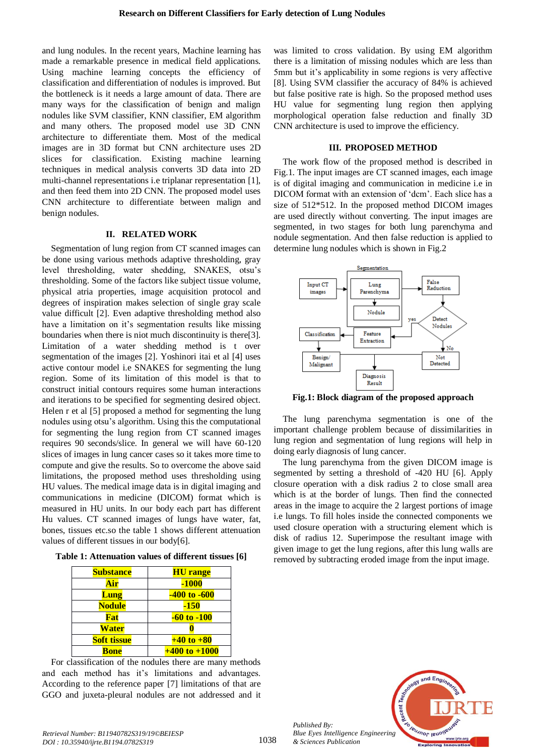and lung nodules. In the recent years, Machine learning has made a remarkable presence in medical field applications. Using machine learning concepts the efficiency of classification and differentiation of nodules is improved. But the bottleneck is it needs a large amount of data. There are many ways for the classification of benign and malign nodules like SVM classifier, KNN classifier, EM algorithm and many others. The proposed model use 3D CNN architecture to differentiate them. Most of the medical images are in 3D format but CNN architecture uses 2D slices for classification. Existing machine learning techniques in medical analysis converts 3D data into 2D multi-channel representations i.e triplanar representation [1], and then feed them into 2D CNN. The proposed model uses CNN architecture to differentiate between malign and benign nodules.

## II. RELATED WORK

Segmentation of lung region from CT scanned images can be done using various methods adaptive thresholding, gray level thresholding, water shedding, SNAKES, otsu's thresholding. Some of the factors like subject tissue volume, physical atria properties, image acquisition protocol and degrees of inspiration makes selection of single gray scale value difficult [2]. Even adaptive thresholding method also have a limitation on it's segmentation results like missing boundaries when there is niot much discontinuity is there[3]. Limitation of a water shedding method is t over segmentation of the images [2]. Yoshinori itai et al [4] uses active contour model i.e SNAKES for segmenting the lung region. Some of its limitation of this model is that to construct initial contours requires some human interactions and iterations to be specified for segmenting desired object. Helen r et al [5] proposed a method for segmenting the lung nodules using otsu's algorithm. Using this the computational for segmenting the lung region from CT scanned images requires 90 seconds/slice. In general we will have 60-120 slices of images in lung cancer cases so it takes more time to compute and give the results. So to overcome the above said limitations, the proposed method uses thresholding using HU values. The medical image data is in digital imaging and communications in medicine (DICOM) format which is measured in HU units. In our body each part has different Hu values. CT scanned images of lungs have water, fat, bones, tissues etc.so the table 1 shows different attenuation values of different tissues in our body[6].

**Table 1: Attenuation values of different tissues [6]**

| Substance | HU range |
|---|---|
| Air | -1000 |
| Lung | -400 to -600 |
| Nodule | -150 |
| Fat | -60 to -100 |
| Water | 0 |
| Soft tissue | +40 to +80 |
| Bone | +400 to +1000 |

For classification of the nodules there are many methods and each method has it's limitations and advantages. According to the reference paper [7] limitations of that are GGO and juxeta-pleural nodules are not addressed and it was limited to cross validation. By using EM algorithm there is a limitation of missing nodules which are less than 5mm but it's applicability in some regions is very affective [8]. Using SVM classifier the accuracy of 84% is achieved but false positive rate is high. So the proposed method uses HU value for segmenting lung region then applying morphological operation false reduction and finally 3D CNN architecture is used to improve the efficiency.

## III. PROPOSED METHOD

The work flow of the proposed method is described in Fig.1. The input images are CT scanned images, each image is of digital imaging and communication in medicine i.e in DICOM format with an extension of 'dcm'. Each slice has a size of 512*512. In the proposed method DICOM images are used directly without converting. The input images are segmented, in two stages for both lung parenchyma and nodule segmentation. And then false reduction is applied to determine lung nodules which is shown in Fig.2

**Fig.1: Block diagram of the proposed approach**

The lung parenchyma segmentation is one of the important challenge problem because of dissimilarities in lung region and segmentation of lung regions will help in doing early diagnosis of lung cancer.

The lung parenchyma from the given DICOM image is segmented by setting a threshold of -420 HU [6]. Apply closure operation with a disk radius 2 to close small area which is at the border of lungs. Then find the connected areas in the image to acquire the 2 largest portions of image i.e lungs. To fill holes inside the connected components we used closure operation with a structuring element which is disk of radius 12. Superimpose the resultant image with given image to get the lung regions, after this lung walls are removed by subtracting eroded image from the input image.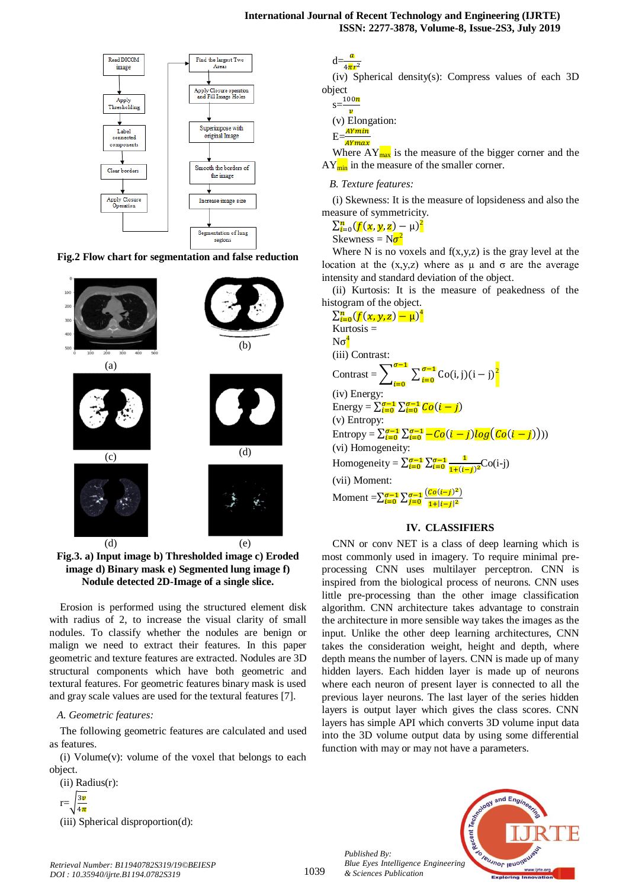Fig.2 Flow chart for segmentation and false reduction

**Fig.3. a) Input image b) Thresholded image c) Eroded image d) Binary mask e) Segmented lung image f) Nodule detected 2D-Image of a single slice.**

Erosion is performed using the structured element disk with radius of 2, to increase the visual clarity of small nodules. To classify whether the nodules are benign or malign we need to extract their features. In this paper geometric and texture features are extracted. Nodules are 3D structural components which have both geometric and textural features. For geometric features binary mask is used and gray scale values are used for the textural features [7].

*A. Geometric features:*

The following geometric features are calculated and used as features.

(i) Volume(v): volume of the voxel that belongs to each object.

(ii) Radius(r):

$$r=\sqrt{\frac{3v}{4\pi}}$$

(iii) Spherical disproportion(d):

$$d=\frac{a}{4\pi r^2}$$

(iv) Spherical density(s): Compress values of each 3D object

$$s=\frac{100n}{v}$$

(v) Elongation:

$$E=\frac{AYmin}{AYmax}$$

Where $AY_{max}$ is the measure of the bigger corner and the $AY_{min}$ in the measure of the smaller corner.

*B. Texture features:*

(i) Skewness: It is the measure of lopsideness and also the measure of symmetricity.

$$\text{Skewness} = \frac{\sum_{i=0}^{n}(f(x,y,z)-\mu)^2}{N\sigma^2}$$

Where N is no voxels and f(x,y,z) is the gray level at the location at the (x,y,z) where as μ and σ are the average intensity and standard deviation of the object.

(ii) Kurtosis: It is the measure of peakedness of the histogram of the object.

$$\text{Kurtosis} = \frac{\sum_{i=0}^{n}(f(x,y,z)-\mu)^4}{N\sigma^4}$$

(iii) Contrast:

$$\text{Contrast} = \sum_{i=0}^{\sigma-1}\sum_{j=0}^{\sigma-1} \text{Co}(i,j)(i-j)^2$$

(iv) Energy:

$$\text{Energy} = \sum_{i=0}^{\sigma-1}\sum_{i=0}^{\sigma-1} Co(i-j)$$

(v) Entropy:

$$\text{Entropy} = \sum_{i=0}^{\sigma-1}\sum_{i=0}^{\sigma-1} -Co(i-j)\log(Co(i-j)))$$

(vi) Homogeneity:

$$\text{Homogeneity} = \sum_{i=0}^{\sigma-1}\sum_{i=0}^{\sigma-1}\frac{1}{1+(i-j)^2}\text{Co(i-j)}$$

(vii) Moment:

$$\text{Moment} = \sum_{i=0}^{\sigma-1}\sum_{j=0}^{\sigma-1}\frac{(Co(i-j)^2)}{1+|i-j|^2}$$

## IV. CLASSIFIERS

CNN or conv NET is a class of deep learning which is most commonly used in imagery. To require minimal pre-processing CNN uses multilayer perceptron. CNN is inspired from the biological process of neurons. CNN uses little pre-processing than the other image classification algorithm. CNN architecture takes advantage to constrain the architecture in more sensible way takes the images as the input. Unlike the other deep learning architectures, CNN takes the consideration weight, height and depth, where depth means the number of layers. CNN is made up of many hidden layers. Each hidden layer is made up of neurons where each neuron of present layer is connected to all the previous layer neurons. The last layer of the series hidden layers is output layer which gives the class scores. CNN layers has simple API which converts 3D volume input data into the 3D volume output data by using some differential function with may or may not have a parameters.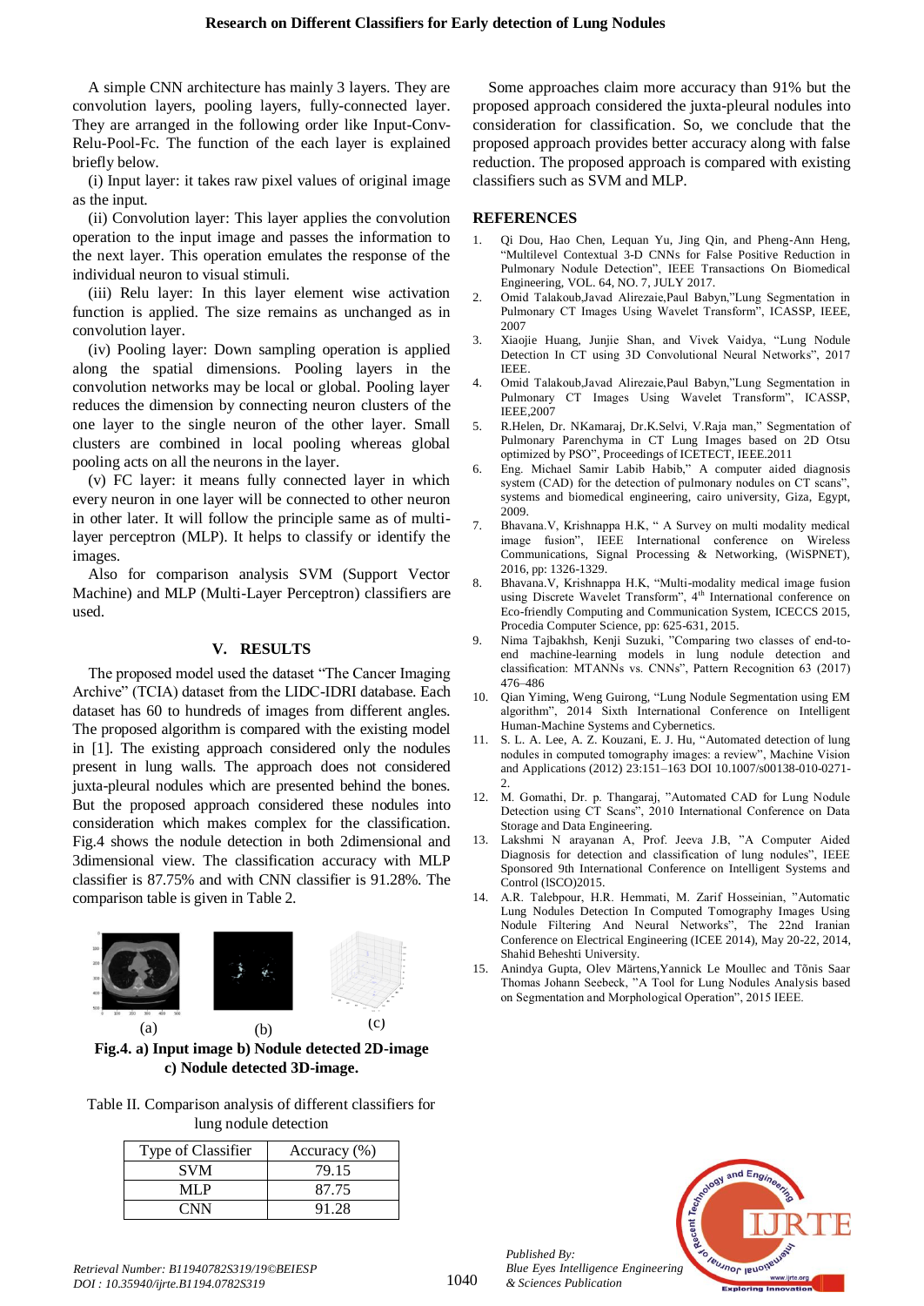A simple CNN architecture has mainly 3 layers. They are convolution layers, pooling layers, fully-connected layer. They are arranged in the following order like Input-Conv-Relu-Pool-Fc. The function of the each layer is explained briefly below.

(i) Input layer: it takes raw pixel values of original image as the input.

(ii) Convolution layer: This layer applies the convolution operation to the input image and passes the information to the next layer. This operation emulates the response of the individual neuron to visual stimuli.

(iii) Relu layer: In this layer element wise activation function is applied. The size remains as unchanged as in convolution layer.

(iv) Pooling layer: Down sampling operation is applied along the spatial dimensions. Pooling layers in the convolution networks may be local or global. Pooling layer reduces the dimension by connecting neuron clusters of the one layer to the single neuron of the other layer. Small clusters are combined in local pooling whereas global pooling acts on all the neurons in the layer.

(v) FC layer: it means fully connected layer in which every neuron in one layer will be connected to other neuron in other later. It will follow the principle same as of multi-layer perceptron (MLP). It helps to classify or identify the images.

Also for comparison analysis SVM (Support Vector Machine) and MLP (Multi-Layer Perceptron) classifiers are used.

## V. RESULTS

The proposed model used the dataset "The Cancer Imaging Archive" (TCIA) dataset from the LIDC-IDRI database. Each dataset has 60 to hundreds of images from different angles. The proposed algorithm is compared with the existing model in [1]. The existing approach considered only the nodules present in lung walls. The approach does not considered juxta-pleural nodules which are presented behind the bones. But the proposed approach considered these nodules into consideration which makes complex for the classification. Fig.4 shows the nodule detection in both 2dimensional and 3dimensional view. The classification accuracy with MLP classifier is 87.75% and with CNN classifier is 91.28%. The comparison table is given in Table 2.

(a) (b) (c)

**Fig.4. a) Input image b) Nodule detected 2D-image c) Nodule detected 3D-image.**

Table II. Comparison analysis of different classifiers for lung nodule detection

| Type of Classifier | Accuracy (%) |
| --- | --- |
| SVM | 79.15 |
| MLP | 87.75 |
| CNN | 91.28 |

Some approaches claim more accuracy than 91% but the proposed approach considered the juxta-pleural nodules into consideration for classification. So, we conclude that the proposed approach provides better accuracy along with false reduction. The proposed approach is compared with existing classifiers such as SVM and MLP.

## REFERENCES

1. Qi Dou, Hao Chen, Lequan Yu, Jing Qin, and Pheng-Ann Heng, "Multilevel Contextual 3-D CNNs for False Positive Reduction in Pulmonary Nodule Detection", IEEE Transactions On Biomedical Engineering, VOL. 64, NO. 7, JULY 2017.
2. Omid Talakoub,Javad Alirezaie,Paul Babyn,"Lung Segmentation in Pulmonary CT Images Using Wavelet Transform", ICASSP, IEEE, 2007
3. Xiaojie Huang, Junjie Shan, and Vivek Vaidya, "Lung Nodule Detection In CT using 3D Convolutional Neural Networks", 2017 IEEE.
4. Omid Talakoub,Javad Alirezaie,Paul Babyn,"Lung Segmentation in Pulmonary CT Images Using Wavelet Transform", ICASSP, IEEE,2007
5. R.Helen, Dr. NKamaraj, Dr.K.Selvi, V.Raja man," Segmentation of Pulmonary Parenchyma in CT Lung Images based on 2D Otsu optimized by PSO", Proceedings of ICETECT, IEEE.2011
6. Eng. Michael Samir Labib Habib," A computer aided diagnosis system (CAD) for the detection of pulmonary nodules on CT scans", systems and biomedical engineering, cairo university, Giza, Egypt, 2009.
7. Bhavana.V, Krishnappa H.K, " A Survey on multi modality medical image fusion", IEEE International conference on Wireless Communications, Signal Processing & Networking, (WiSPNET), 2016, pp: 1326-1329.
8. Bhavana.V, Krishnappa H.K, "Multi-modality medical image fusion using Discrete Wavelet Transform", 4th International conference on Eco-friendly Computing and Communication System, ICECCS 2015, Procedia Computer Science, pp: 625-631, 2015.
9. Nima Tajbakhsh, Kenji Suzuki, "Comparing two classes of end-to-end machine-learning models in lung nodule detection and classification: MTANNs vs. CNNs", Pattern Recognition 63 (2017) 476–486
10. Qian Yiming, Weng Guirong, "Lung Nodule Segmentation using EM algorithm", 2014 Sixth International Conference on Intelligent Human-Machine Systems and Cybernetics.
11. S. L. A. Lee, A. Z. Kouzani, E. J. Hu, "Automated detection of lung nodules in computed tomography images: a review", Machine Vision and Applications (2012) 23:151–163 DOI 10.1007/s00138-010-0271-2.
12. M. Gomathi, Dr. p. Thangaraj, "Automated CAD for Lung Nodule Detection using CT Scans", 2010 International Conference on Data Storage and Data Engineering.
13. Lakshmi N arayanan A, Prof. Jeeva J.B, "A Computer Aided Diagnosis for detection and classification of lung nodules", IEEE Sponsored 9th International Conference on Intelligent Systems and Control (ISCO)2015.
14. A.R. Talebpour, H.R. Hemmati, M. Zarif Hosseinian, "Automatic Lung Nodules Detection In Computed Tomography Images Using Nodule Filtering And Neural Networks", The 22nd Iranian Conference on Electrical Engineering (ICEE 2014), May 20-22, 2014, Shahid Beheshti University.
15. Anindya Gupta, Olev Märtens,Yannick Le Moullec and Tõnis Saar Thomas Johann Seebeck, "A Tool for Lung Nodules Analysis based on Segmentation and Morphological Operation", 2015 IEEE.